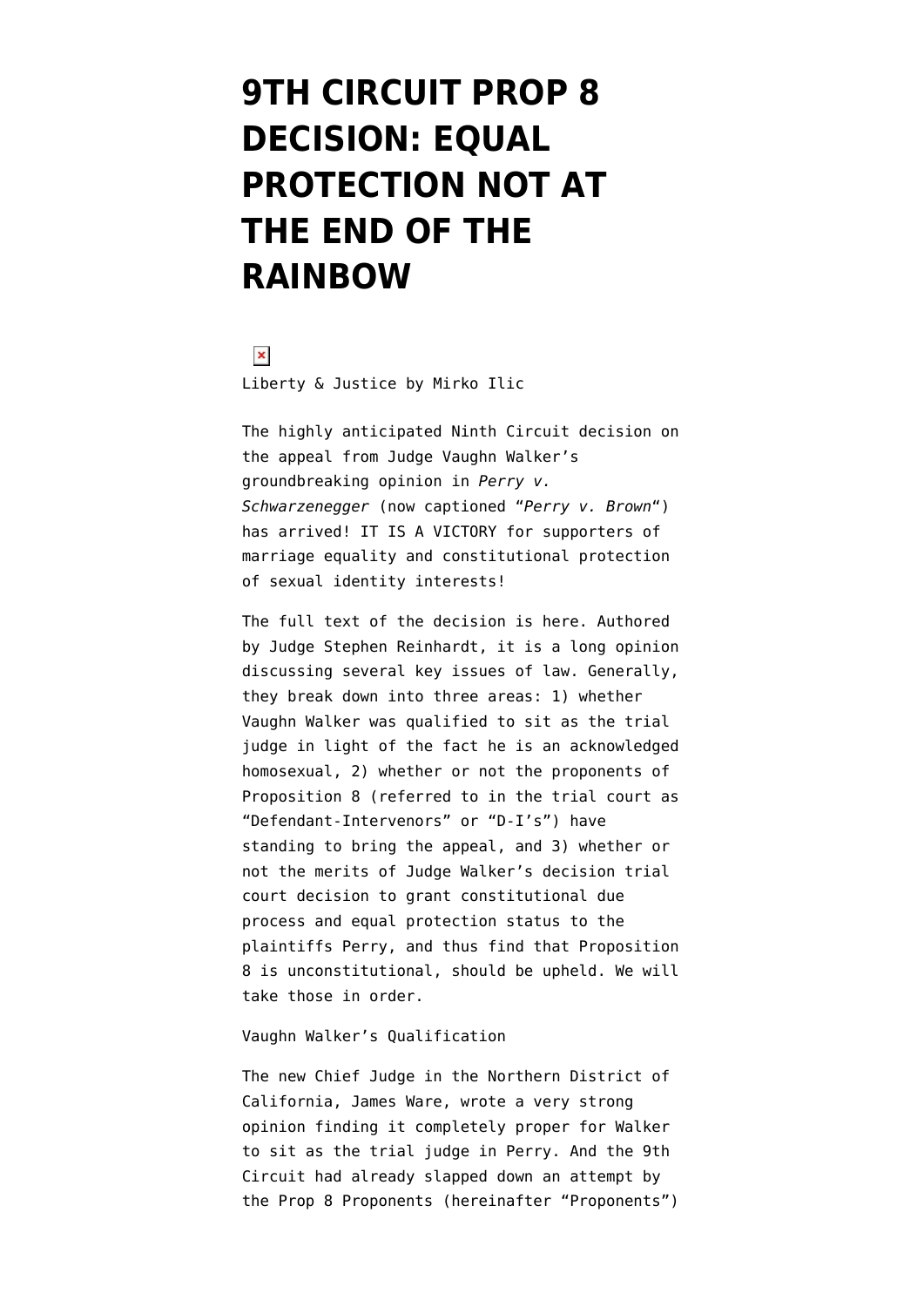# 9TH CIRCUIT PROP 8 DECISION: EQUAL PROTECTION NOT AT THE END OF THE RAINBOW

Liberty & Justice by Mirko Ilic

The highly anticipated Ninth Circuit decision on the appeal from Judge Vaughn Walker's groundbreaking opinion in *Perry v. Schwarzenegger* (now captioned "*Perry v. Brown*") has arrived! IT IS A VICTORY for supporters of marriage equality and constitutional protection of sexual identity interests!

The full text of the decision is here. Authored by Judge Stephen Reinhardt, it is a long opinion discussing several key issues of law. Generally, they break down into three areas: 1) whether Vaughn Walker was qualified to sit as the trial judge in light of the fact he is an acknowledged homosexual, 2) whether or not the proponents of Proposition 8 (referred to in the trial court as "Defendant-Intervenors" or "D-I's") have standing to bring the appeal, and 3) whether or not the merits of Judge Walker's decision trial court decision to grant constitutional due process and equal protection status to the plaintiffs Perry, and thus find that Proposition 8 is unconstitutional, should be upheld. We will take those in order.

Vaughn Walker's Qualification

The new Chief Judge in the Northern District of California, James Ware, wrote a very strong opinion finding it completely proper for Walker to sit as the trial judge in Perry. And the 9th Circuit had already slapped down an attempt by the Prop 8 Proponents (hereinafter "Proponents")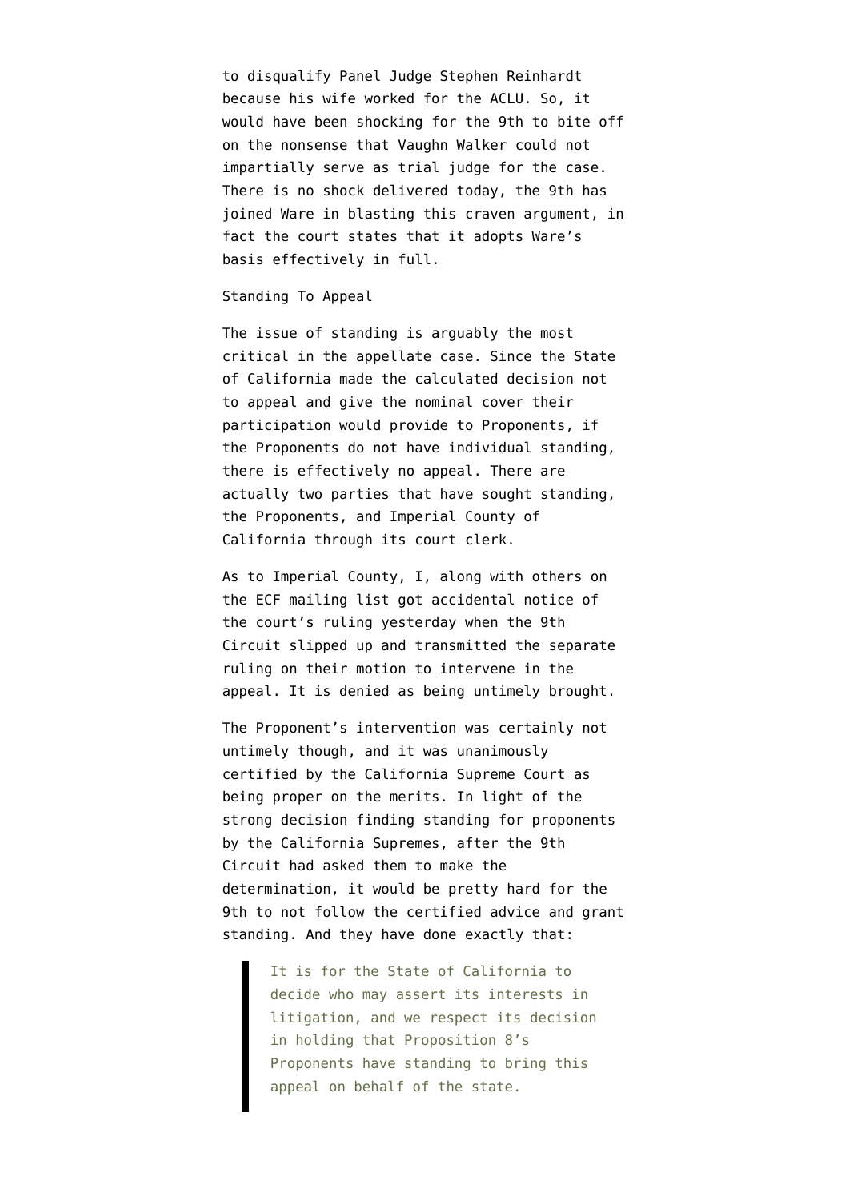to disqualify Panel Judge Stephen Reinhardt because his wife worked for the ACLU. So, it would have been shocking for the 9th to bite off on the nonsense that Vaughn Walker could not impartially serve as trial judge for the case. There is no shock delivered today, the 9th has joined Ware in blasting this craven argument, in fact the court states that it adopts Ware's basis effectively in full.

## Standing To Appeal

The issue of standing is arguably the most critical in the appellate case. Since the State of California made the calculated decision not to appeal and give the nominal cover their participation would provide to Proponents, if the Proponents do not have individual standing, there is effectively no appeal. There are actually two parties that have sought standing, the Proponents, and Imperial County of California through its court clerk.

As to Imperial County, I, along with others on the ECF mailing list got accidental notice of the court's ruling yesterday when the 9th Circuit slipped up and transmitted the separate ruling on their motion to intervene in the appeal. It is denied as being untimely brought.

The Proponent's intervention was certainly not untimely though, and it was unanimously certified by the California Supreme Court as being proper on the merits. In light of the strong decision finding standing for proponents by the California Supremes, after the 9th Circuit had asked them to make the determination, it would be pretty hard for the 9th to not follow the certified advice and grant standing. And they have done exactly that:

> It is for the State of California to decide who may assert its interests in litigation, and we respect its decision in holding that Proposition 8's Proponents have standing to bring this appeal on behalf of the state.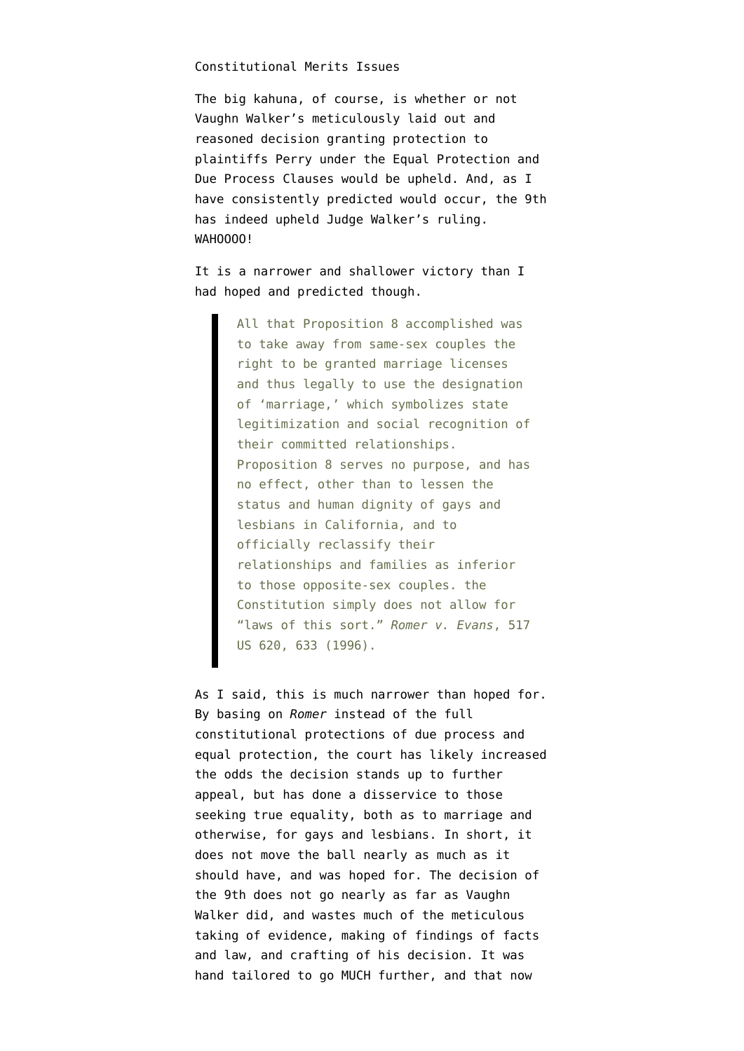Constitutional Merits Issues

The big kahuna, of course, is whether or not Vaughn Walker's meticulously laid out and reasoned decision granting protection to plaintiffs Perry under the Equal Protection and Due Process Clauses would be upheld. And, as I have consistently predicted would occur, the 9th has indeed upheld Judge Walker's ruling. WAHOOOO!

It is a narrower and shallower victory than I had hoped and predicted though.

> All that Proposition 8 accomplished was to take away from same-sex couples the right to be granted marriage licenses and thus legally to use the designation of 'marriage,' which symbolizes state legitimization and social recognition of their committed relationships. Proposition 8 serves no purpose, and has no effect, other than to lessen the status and human dignity of gays and lesbians in California, and to officially reclassify their relationships and families as inferior to those opposite-sex couples. the Constitution simply does not allow for "laws of this sort." *Romer v. Evans*, 517 US 620, 633 (1996).

As I said, this is much narrower than hoped for. By basing on *Romer* instead of the full constitutional protections of due process and equal protection, the court has likely increased the odds the decision stands up to further appeal, but has done a disservice to those seeking true equality, both as to marriage and otherwise, for gays and lesbians. In short, it does not move the ball nearly as much as it should have, and was hoped for. The decision of the 9th does not go nearly as far as Vaughn Walker did, and wastes much of the meticulous taking of evidence, making of findings of facts and law, and crafting of his decision. It was hand tailored to go MUCH further, and that now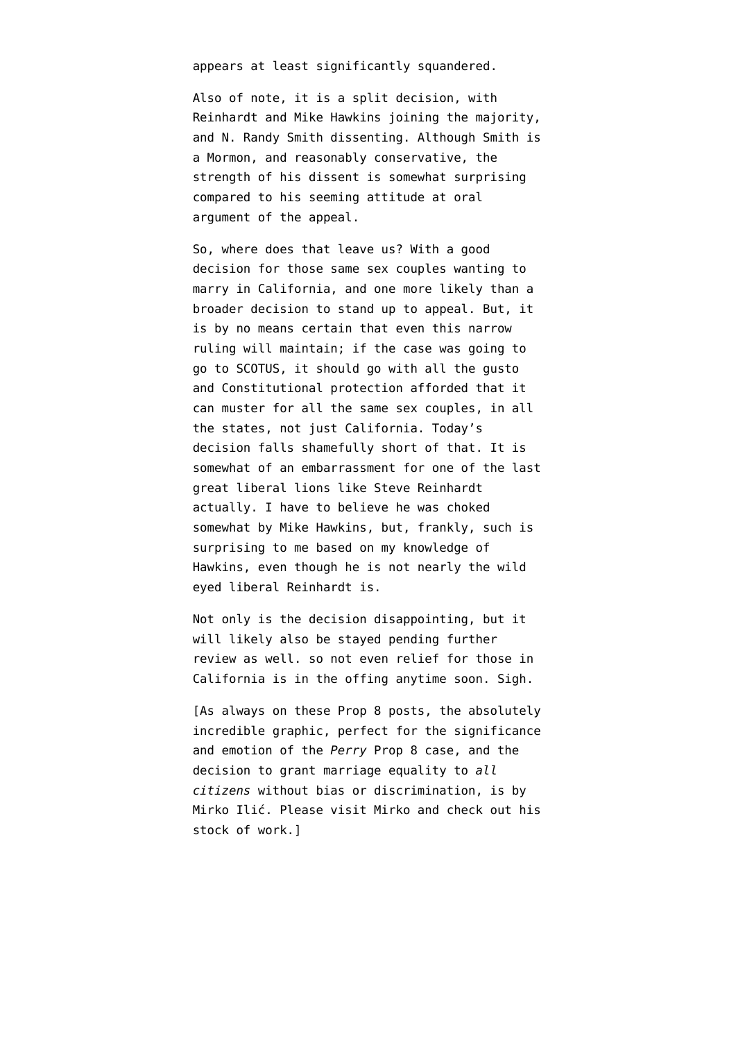appears at least significantly squandered.

Also of note, it is a split decision, with Reinhardt and Mike Hawkins joining the majority, and N. Randy Smith dissenting. Although Smith is a Mormon, and reasonably conservative, the strength of his dissent is somewhat surprising compared to his seeming attitude at oral argument of the appeal.

So, where does that leave us? With a good decision for those same sex couples wanting to marry in California, and one more likely than a broader decision to stand up to appeal. But, it is by no means certain that even this narrow ruling will maintain; if the case was going to go to SCOTUS, it should go with all the gusto and Constitutional protection afforded that it can muster for all the same sex couples, in all the states, not just California. Today's decision falls shamefully short of that. It is somewhat of an embarrassment for one of the last great liberal lions like Steve Reinhardt actually. I have to believe he was choked somewhat by Mike Hawkins, but, frankly, such is surprising to me based on my knowledge of Hawkins, even though he is not nearly the wild eyed liberal Reinhardt is.

Not only is the decision disappointing, but it will likely also be stayed pending further review as well. so not even relief for those in California is in the offing anytime soon. Sigh.

[As always on these Prop 8 posts, the absolutely incredible graphic, perfect for the significance and emotion of the *Perry* Prop 8 case, and the decision to grant marriage equality to *all citizens* without bias or discrimination, is by Mirko Ilić. Please visit Mirko and check out his stock of work.]